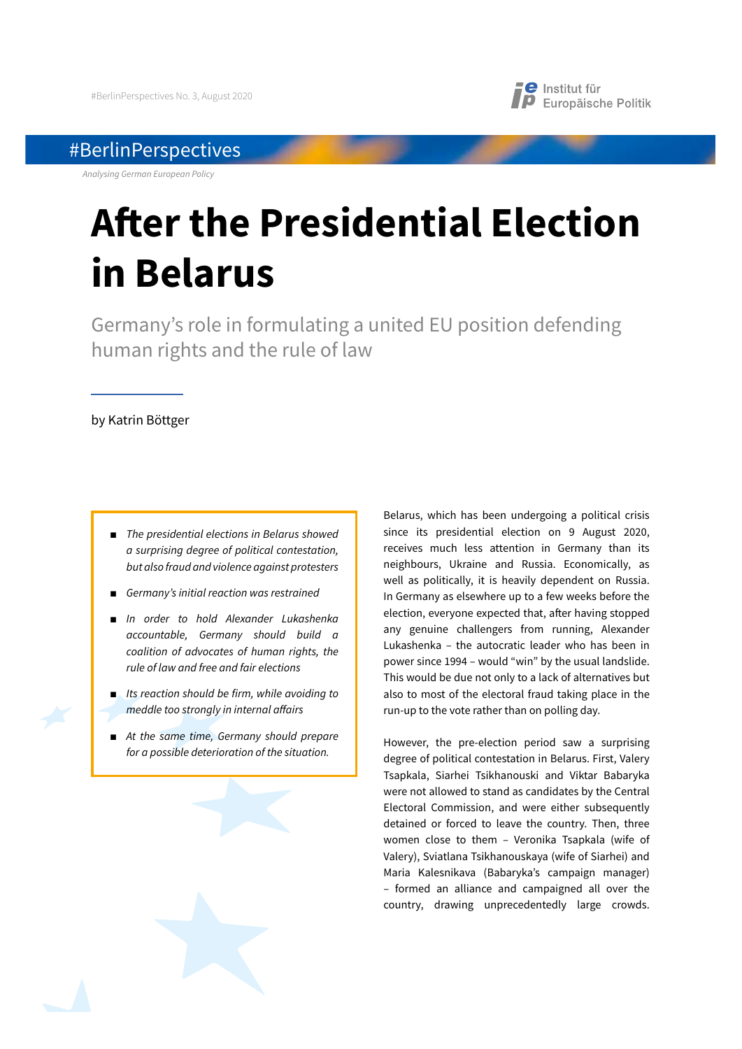#BerlinPerspectives

*Analysing German European Policy*

# After the Presidential Election in Belarus

## Germany's role in formulating a united EU position defending human rights and the rule of law

by Katrin Böttger

- *The presidential elections in Belarus showed a surprising degree of political contestation, but also fraud and violence against protesters*
- *Germany's initial reaction was restrained*
- *In order to hold Alexander Lukashenka accountable, Germany should build a coalition of advocates of human rights, the rule of law and free and fair elections*
- *Its reaction should be firm, while avoiding to meddle too strongly in internal affairs*
- *At the same time, Germany should prepare for a possible deterioration of the situation.*

Belarus, which has been undergoing a political crisis since its presidential election on 9 August 2020, receives much less attention in Germany than its neighbours, Ukraine and Russia. Economically, as well as politically, it is heavily dependent on Russia. In Germany as elsewhere up to a few weeks before the election, everyone expected that, after having stopped any genuine challengers from running, Alexander Lukashenka – the autocratic leader who has been in power since 1994 – would "win" by the usual landslide. This would be due not only to a lack of alternatives but also to most of the electoral fraud taking place in the run-up to the vote rather than on polling day.

However, the pre-election period saw a surprising degree of political contestation in Belarus. First, Valery Tsapkala, Siarhei Tsikhanouski and Viktar Babaryka were not allowed to stand as candidates by the Central Electoral Commission, and were either subsequently detained or forced to leave the country. Then, three women close to them – Veronika Tsapkala (wife of Valery), Sviatlana Tsikhanouskaya (wife of Siarhei) and Maria Kalesnikava (Babaryka's campaign manager) – formed an alliance and campaigned all over the country, drawing unprecedentedly large crowds.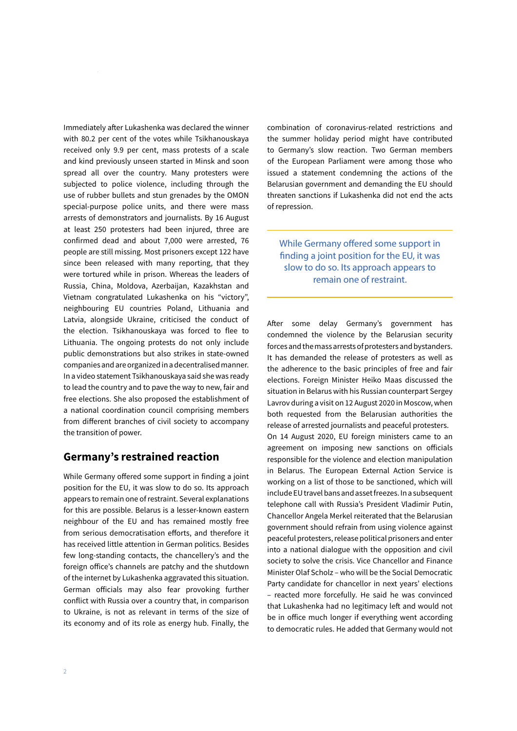Immediately after Lukashenka was declared the winner with 80.2 per cent of the votes while Tsikhanouskaya received only 9.9 per cent, mass protests of a scale and kind previously unseen started in Minsk and soon spread all over the country. Many protesters were subjected to police violence, including through the use of rubber bullets and stun grenades by the OMON special-purpose police units, and there were mass arrests of demonstrators and journalists. By 16 August at least 250 protesters had been injured, three are confirmed dead and about 7,000 were arrested, 76 people are still missing. Most prisoners except 122 have since been released with many reporting, that they were tortured while in prison. Whereas the leaders of Russia, China, Moldova, Azerbaijan, Kazakhstan and Vietnam congratulated Lukashenka on his "victory", neighbouring EU countries Poland, Lithuania and Latvia, alongside Ukraine, criticised the conduct of the election. Tsikhanouskaya was forced to flee to Lithuania. The ongoing protests do not only include public demonstrations but also strikes in state-owned companies and are organized in a decentralised manner. In a video statement Tsikhanouskaya said she was ready to lead the country and to pave the way to new, fair and free elections. She also proposed the establishment of a national coordination council comprising members from different branches of civil society to accompany the transition of power.

## Germany's restrained reaction

While Germany offered some support in finding a joint position for the EU, it was slow to do so. Its approach appears to remain one of restraint. Several explanations for this are possible. Belarus is a lesser-known eastern neighbour of the EU and has remained mostly free from serious democratisation efforts, and therefore it has received little attention in German politics. Besides few long-standing contacts, the chancellery's and the foreign office's channels are patchy and the shutdown of the internet by Lukashenka aggravated this situation. German officials may also fear provoking further conflict with Russia over a country that, in comparison to Ukraine, is not as relevant in terms of the size of its economy and of its role as energy hub. Finally, the combination of coronavirus-related restrictions and the summer holiday period might have contributed to Germany's slow reaction. Two German members of the European Parliament were among those who issued a statement condemning the actions of the Belarusian government and demanding the EU should threaten sanctions if Lukashenka did not end the acts of repression.

> While Germany offered some support in finding a joint position for the EU, it was slow to do so. Its approach appears to remain one of restraint.

After some delay Germany's government has condemned the violence by the Belarusian security forces and the mass arrests of protesters and bystanders. It has demanded the release of protesters as well as the adherence to the basic principles of free and fair elections. Foreign Minister Heiko Maas discussed the situation in Belarus with his Russian counterpart Sergey Lavrov during a visit on 12 August 2020 in Moscow, when both requested from the Belarusian authorities the release of arrested journalists and peaceful protesters. On 14 August 2020, EU foreign ministers came to an agreement on imposing new sanctions on officials responsible for the violence and election manipulation in Belarus. The European External Action Service is working on a list of those to be sanctioned, which will include EU travel bans and asset freezes. In a subsequent telephone call with Russia's President Vladimir Putin, Chancellor Angela Merkel reiterated that the Belarusian government should refrain from using violence against peaceful protesters, release political prisoners and enter into a national dialogue with the opposition and civil society to solve the crisis. Vice Chancellor and Finance Minister Olaf Scholz – who will be the Social Democratic Party candidate for chancellor in next years' elections – reacted more forcefully. He said he was convinced that Lukashenka had no legitimacy left and would not be in office much longer if everything went according to democratic rules. He added that Germany would not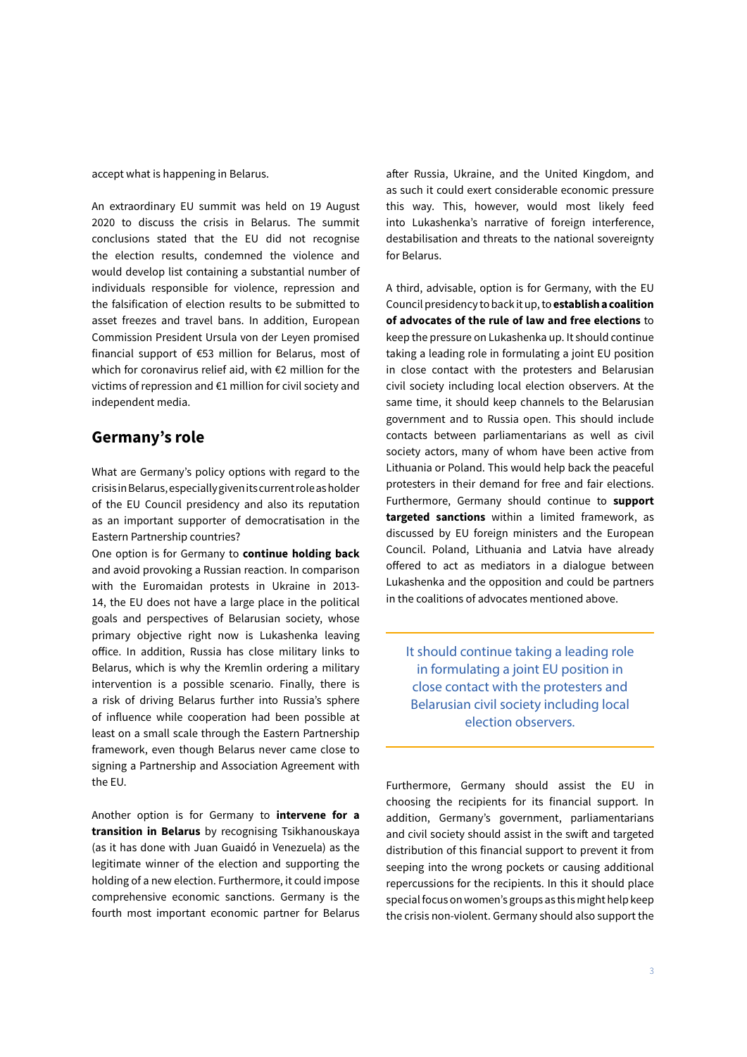accept what is happening in Belarus.

An extraordinary EU summit was held on 19 August 2020 to discuss the crisis in Belarus. The summit conclusions stated that the EU did not recognise the election results, condemned the violence and would develop list containing a substantial number of individuals responsible for violence, repression and the falsification of election results to be submitted to asset freezes and travel bans. In addition, European Commission President Ursula von der Leyen promised financial support of €53 million for Belarus, most of which for coronavirus relief aid, with €2 million for the victims of repression and €1 million for civil society and independent media.

## Germany's role

What are Germany's policy options with regard to the crisis in Belarus, especially given its current role as holder of the EU Council presidency and also its reputation as an important supporter of democratisation in the Eastern Partnership countries?

One option is for Germany to **continue holding back** and avoid provoking a Russian reaction. In comparison with the Euromaidan protests in Ukraine in 2013-14, the EU does not have a large place in the political goals and perspectives of Belarusian society, whose primary objective right now is Lukashenka leaving office. In addition, Russia has close military links to Belarus, which is why the Kremlin ordering a military intervention is a possible scenario. Finally, there is a risk of driving Belarus further into Russia's sphere of influence while cooperation had been possible at least on a small scale through the Eastern Partnership framework, even though Belarus never came close to signing a Partnership and Association Agreement with the EU.

Another option is for Germany to **intervene for a transition in Belarus** by recognising Tsikhanouskaya (as it has done with Juan Guaidó in Venezuela) as the legitimate winner of the election and supporting the holding of a new election. Furthermore, it could impose comprehensive economic sanctions. Germany is the fourth most important economic partner for Belarus after Russia, Ukraine, and the United Kingdom, and as such it could exert considerable economic pressure this way. This, however, would most likely feed into Lukashenka's narrative of foreign interference, destabilisation and threats to the national sovereignty for Belarus.

A third, advisable, option is for Germany, with the EU Council presidency to back it up, to **establish a coalition of advocates of the rule of law and free elections** to keep the pressure on Lukashenka up. It should continue taking a leading role in formulating a joint EU position in close contact with the protesters and Belarusian civil society including local election observers. At the same time, it should keep channels to the Belarusian government and to Russia open. This should include contacts between parliamentarians as well as civil society actors, many of whom have been active from Lithuania or Poland. This would help back the peaceful protesters in their demand for free and fair elections. Furthermore, Germany should continue to **support targeted sanctions** within a limited framework, as discussed by EU foreign ministers and the European Council. Poland, Lithuania and Latvia have already offered to act as mediators in a dialogue between Lukashenka and the opposition and could be partners in the coalitions of advocates mentioned above.

> It should continue taking a leading role in formulating a joint EU position in close contact with the protesters and Belarusian civil society including local election observers.

Furthermore, Germany should assist the EU in choosing the recipients for its financial support. In addition, Germany's government, parliamentarians and civil society should assist in the swift and targeted distribution of this financial support to prevent it from seeping into the wrong pockets or causing additional repercussions for the recipients. In this it should place special focus on women's groups as this might help keep the crisis non-violent. Germany should also support the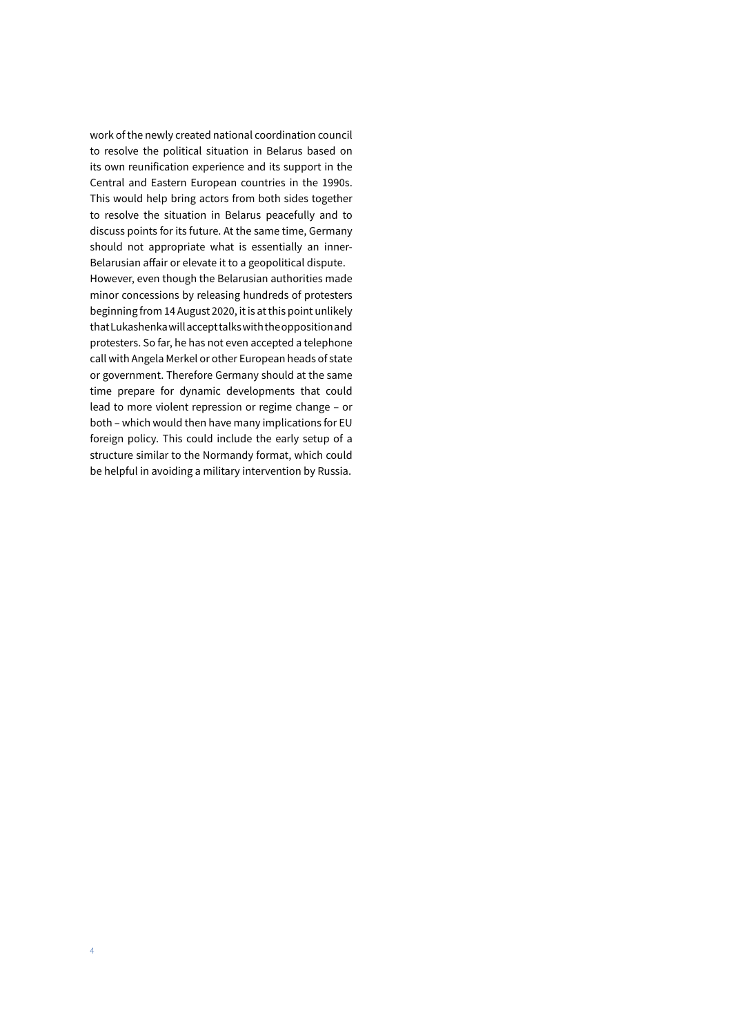work of the newly created national coordination council to resolve the political situation in Belarus based on its own reunification experience and its support in the Central and Eastern European countries in the 1990s. This would help bring actors from both sides together to resolve the situation in Belarus peacefully and to discuss points for its future. At the same time, Germany should not appropriate what is essentially an inner-Belarusian affair or elevate it to a geopolitical dispute.

However, even though the Belarusian authorities made minor concessions by releasing hundreds of protesters beginning from 14 August 2020, it is at this point unlikely that Lukashenka will accept talks with the opposition and protesters. So far, he has not even accepted a telephone call with Angela Merkel or other European heads of state or government. Therefore Germany should at the same time prepare for dynamic developments that could lead to more violent repression or regime change – or both – which would then have many implications for EU foreign policy. This could include the early setup of a structure similar to the Normandy format, which could be helpful in avoiding a military intervention by Russia.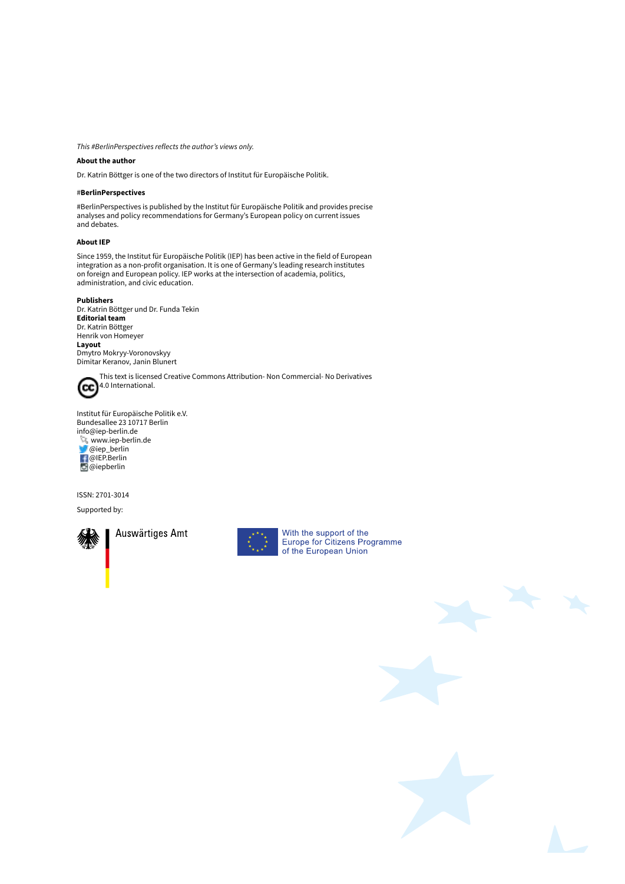*This #BerlinPerspectives reflects the author's views only.*

**About the author**

Dr. Katrin Böttger is one of the two directors of Institut für Europäische Politik.

#**BerlinPerspectives**

#BerlinPerspectives is published by the Institut für Europäische Politik and provides precise analyses and policy recommendations for Germany's European policy on current issues and debates.

**About IEP**

Since 1959, the Institut für Europäische Politik (IEP) has been active in the field of European integration as a non-profit organisation. It is one of Germany's leading research institutes on foreign and European policy. IEP works at the intersection of academia, politics, administration, and civic education.

**Publishers**
Dr. Katrin Böttger und Dr. Funda Tekin
**Editorial team**
Dr. Katrin Böttger
Henrik von Homeyer
**Layout**
Dmytro Mokryy-Voronovskyy
Dimitar Keranov, Janin Blunert

This text is licensed Creative Commons Attribution- Non Commercial- No Derivatives 4.0 International.

Institut für Europäische Politik e.V.
Bundesallee 23 10717 Berlin
info@iep-berlin.de
www.iep-berlin.de
@iep_berlin
@IEP.Berlin
@iepberlin

ISSN: 2701-3014

Supported by:

Auswärtiges Amt

With the support of the Europe for Citizens Programme of the European Union